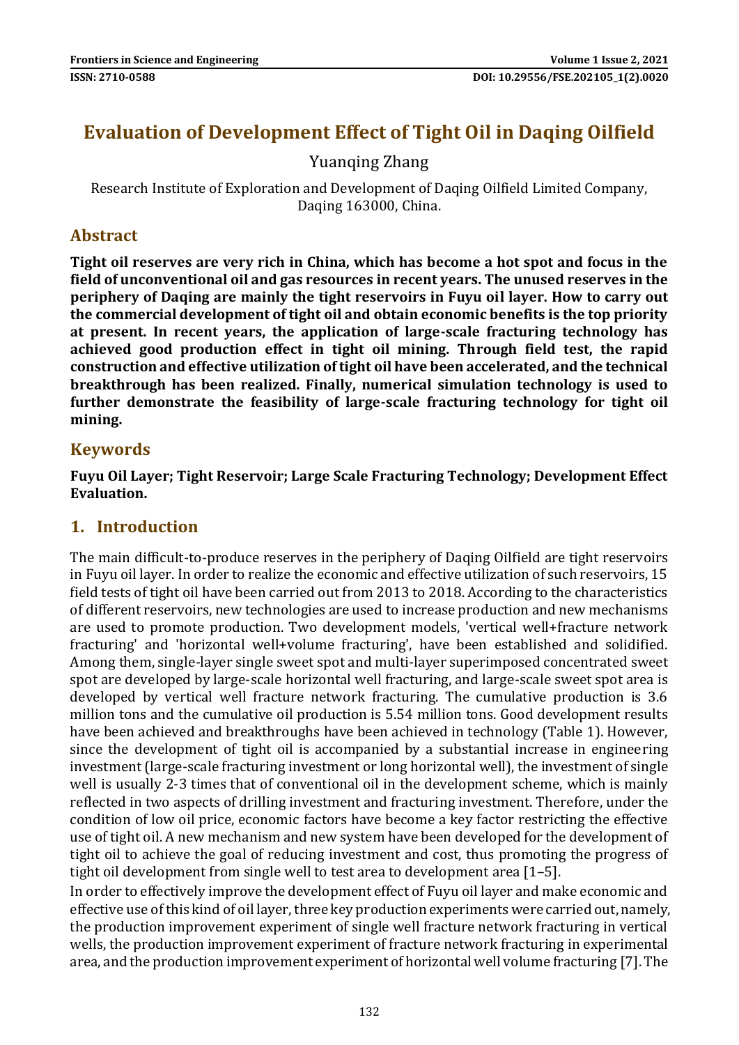# Evaluation of Development Effect of Tight Oil in Daqing Oilfield

Yuanqing Zhang

Research Institute of Exploration and Development of Daqing Oilfield Limited Company, Daqing 163000, China.

## Abstract

**Tight oil reserves are very rich in China, which has become a hot spot and focus in the field of unconventional oil and gas resources in recent years. The unused reserves in the periphery of Daqing are mainly the tight reservoirs in Fuyu oil layer. How to carry out the commercial development of tight oil and obtain economic benefits is the top priority at present. In recent years, the application of large-scale fracturing technology has achieved good production effect in tight oil mining. Through field test, the rapid construction and effective utilization of tight oil have been accelerated, and the technical breakthrough has been realized. Finally, numerical simulation technology is used to further demonstrate the feasibility of large-scale fracturing technology for tight oil mining.**

## Keywords

**Fuyu Oil Layer; Tight Reservoir; Large Scale Fracturing Technology; Development Effect Evaluation.**

## 1. Introduction

The main difficult-to-produce reserves in the periphery of Daqing Oilfield are tight reservoirs in Fuyu oil layer. In order to realize the economic and effective utilization of such reservoirs, 15 field tests of tight oil have been carried out from 2013 to 2018. According to the characteristics of different reservoirs, new technologies are used to increase production and new mechanisms are used to promote production. Two development models, 'vertical well+fracture network fracturing' and 'horizontal well+volume fracturing', have been established and solidified. Among them, single-layer single sweet spot and multi-layer superimposed concentrated sweet spot are developed by large-scale horizontal well fracturing, and large-scale sweet spot area is developed by vertical well fracture network fracturing. The cumulative production is 3.6 million tons and the cumulative oil production is 5.54 million tons. Good development results have been achieved and breakthroughs have been achieved in technology (Table 1). However, since the development of tight oil is accompanied by a substantial increase in engineering investment (large-scale fracturing investment or long horizontal well), the investment of single well is usually 2-3 times that of conventional oil in the development scheme, which is mainly reflected in two aspects of drilling investment and fracturing investment. Therefore, under the condition of low oil price, economic factors have become a key factor restricting the effective use of tight oil. A new mechanism and new system have been developed for the development of tight oil to achieve the goal of reducing investment and cost, thus promoting the progress of tight oil development from single well to test area to development area [1–5].

In order to effectively improve the development effect of Fuyu oil layer and make economic and effective use of this kind of oil layer, three key production experiments were carried out, namely, the production improvement experiment of single well fracture network fracturing in vertical wells, the production improvement experiment of fracture network fracturing in experimental area, and the production improvement experiment of horizontal well volume fracturing [7]. The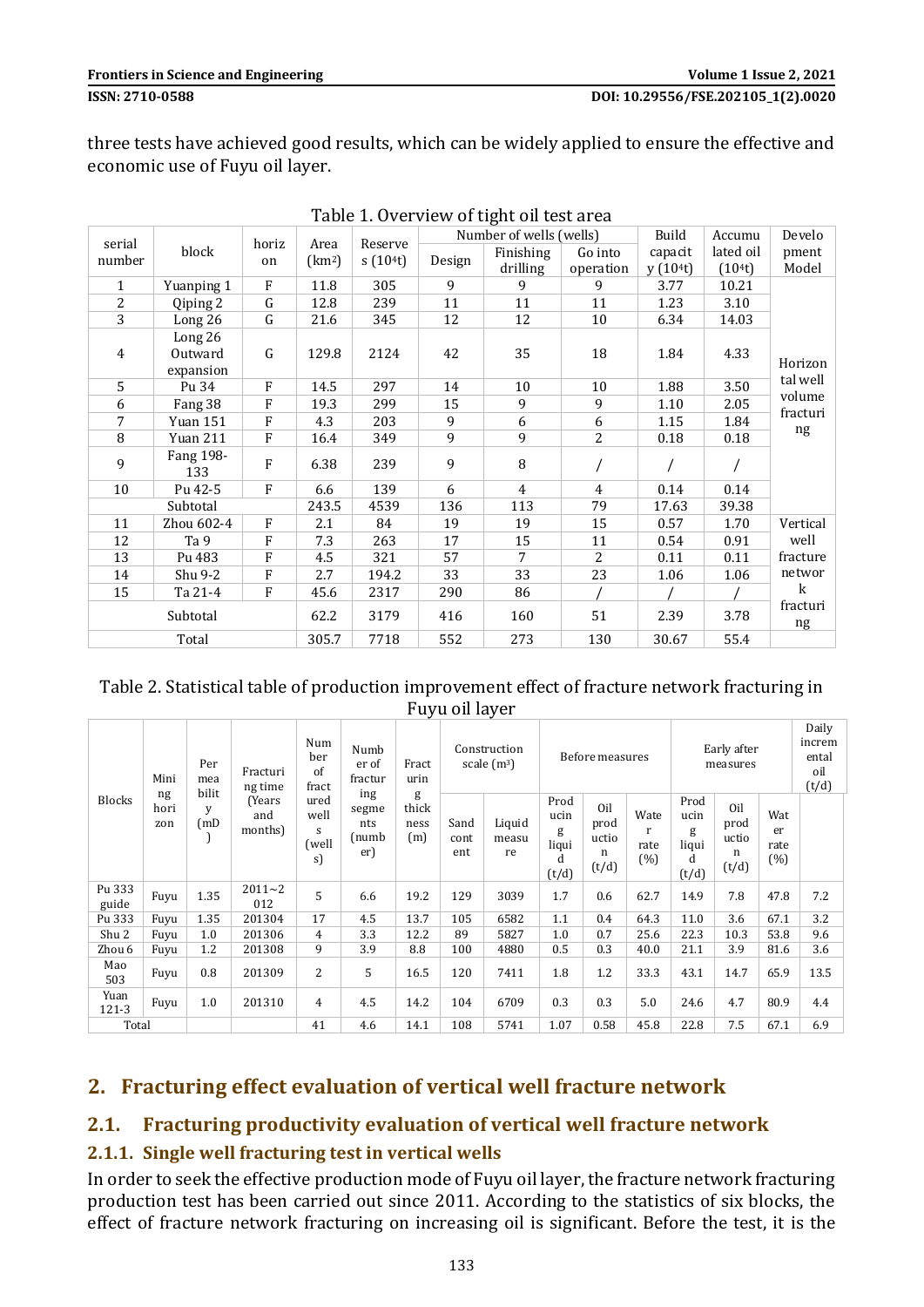three tests have achieved good results, which can be widely applied to ensure the effective and economic use of Fuyu oil layer.

Table 1. Overview of tight oil test area

| serial number | block | horizon | Area (km²) | Reserves ($10^4$t) | Number of wells (wells) | | | Build capacity ($10^4$t) | Accumulated oil ($10^4$t) | Development Model |
|---|---|---|---|---|---|---|---|---|---|---|
| | | | | | Design | Finishing drilling | Go into operation | | | |
| 1 | Yuanping 1 | F | 11.8 | 305 | 9 | 9 | 9 | 3.77 | 10.21 | Horizontal well volume fracturing |
| 2 | Qiping 2 | G | 12.8 | 239 | 11 | 11 | 11 | 1.23 | 3.10 | |
| 3 | Long 26 | G | 21.6 | 345 | 12 | 12 | 10 | 6.34 | 14.03 | |
| 4 | Long 26 Outward expansion | G | 129.8 | 2124 | 42 | 35 | 18 | 1.84 | 4.33 | |
| 5 | Pu 34 | F | 14.5 | 297 | 14 | 10 | 10 | 1.88 | 3.50 | |
| 6 | Fang 38 | F | 19.3 | 299 | 15 | 9 | 9 | 1.10 | 2.05 | |
| 7 | Yuan 151 | F | 4.3 | 203 | 9 | 6 | 6 | 1.15 | 1.84 | |
| 8 | Yuan 211 | F | 16.4 | 349 | 9 | 9 | 2 | 0.18 | 0.18 | |
| 9 | Fang 198-133 | F | 6.38 | 239 | 9 | 8 | / | / | / | |
| 10 | Pu 42-5 | F | 6.6 | 139 | 6 | 4 | 4 | 0.14 | 0.14 | |
| Subtotal | | | 243.5 | 4539 | 136 | 113 | 79 | 17.63 | 39.38 | |
| 11 | Zhou 602-4 | F | 2.1 | 84 | 19 | 19 | 15 | 0.57 | 1.70 | Vertical well fracture network fracturing |
| 12 | Ta 9 | F | 7.3 | 263 | 17 | 15 | 11 | 0.54 | 0.91 | |
| 13 | Pu 483 | F | 4.5 | 321 | 57 | 7 | 2 | 0.11 | 0.11 | |
| 14 | Shu 9-2 | F | 2.7 | 194.2 | 33 | 33 | 23 | 1.06 | 1.06 | |
| 15 | Ta 21-4 | F | 45.6 | 2317 | 290 | 86 | / | / | / | |
| Subtotal | | | 62.2 | 3179 | 416 | 160 | 51 | 2.39 | 3.78 | |
| Total | | | 305.7 | 7718 | 552 | 273 | 130 | 30.67 | 55.4 | |

Table 2. Statistical table of production improvement effect of fracture network fracturing in Fuyu oil layer

| Blocks | Mining horizon | Permeability (mD) | Fracturing time (Years and months) | Number of fractured wells (wells) | Number of fracturing segments (number) | Fracturing thickness (m) | Construction scale (m³) | | Before measures | | | Early after measures | | | Daily incremental oil (t/d) |
|---|---|---|---|---|---|---|---|---|---|---|---|---|---|---|---|
| | | | | | | | Sand content | Liquid measure | Producing liquid (t/d) | Oil production (t/d) | Water rate (%) | Producing liquid (t/d) | Oil production (t/d) | Water rate (%) | |
| Pu 333 guide | Fuyu | 1.35 | 2011~2012 | 5 | 6.6 | 19.2 | 129 | 3039 | 1.7 | 0.6 | 62.7 | 14.9 | 7.8 | 47.8 | 7.2 |
| Pu 333 | Fuyu | 1.35 | 201304 | 17 | 4.5 | 13.7 | 105 | 6582 | 1.1 | 0.4 | 64.3 | 11.0 | 3.6 | 67.1 | 3.2 |
| Shu 2 | Fuyu | 1.0 | 201306 | 4 | 3.3 | 12.2 | 89 | 5827 | 1.0 | 0.7 | 25.6 | 22.3 | 10.3 | 53.8 | 9.6 |
| Zhou 6 | Fuyu | 1.2 | 201308 | 9 | 3.9 | 8.8 | 100 | 4880 | 0.5 | 0.3 | 40.0 | 21.1 | 3.9 | 81.6 | 3.6 |
| Mao 503 | Fuyu | 0.8 | 201309 | 2 | 5 | 16.5 | 120 | 7411 | 1.8 | 1.2 | 33.3 | 43.1 | 14.7 | 65.9 | 13.5 |
| Yuan 121-3 | Fuyu | 1.0 | 201310 | 4 | 4.5 | 14.2 | 104 | 6709 | 0.3 | 0.3 | 5.0 | 24.6 | 4.7 | 80.9 | 4.4 |
| Total | | | | 41 | 4.6 | 14.1 | 108 | 5741 | 1.07 | 0.58 | 45.8 | 22.8 | 7.5 | 67.1 | 6.9 |

## 2. Fracturing effect evaluation of vertical well fracture network

### 2.1. Fracturing productivity evaluation of vertical well fracture network

#### 2.1.1. Single well fracturing test in vertical wells

In order to seek the effective production mode of Fuyu oil layer, the fracture network fracturing production test has been carried out since 2011. According to the statistics of six blocks, the effect of fracture network fracturing on increasing oil is significant. Before the test, it is the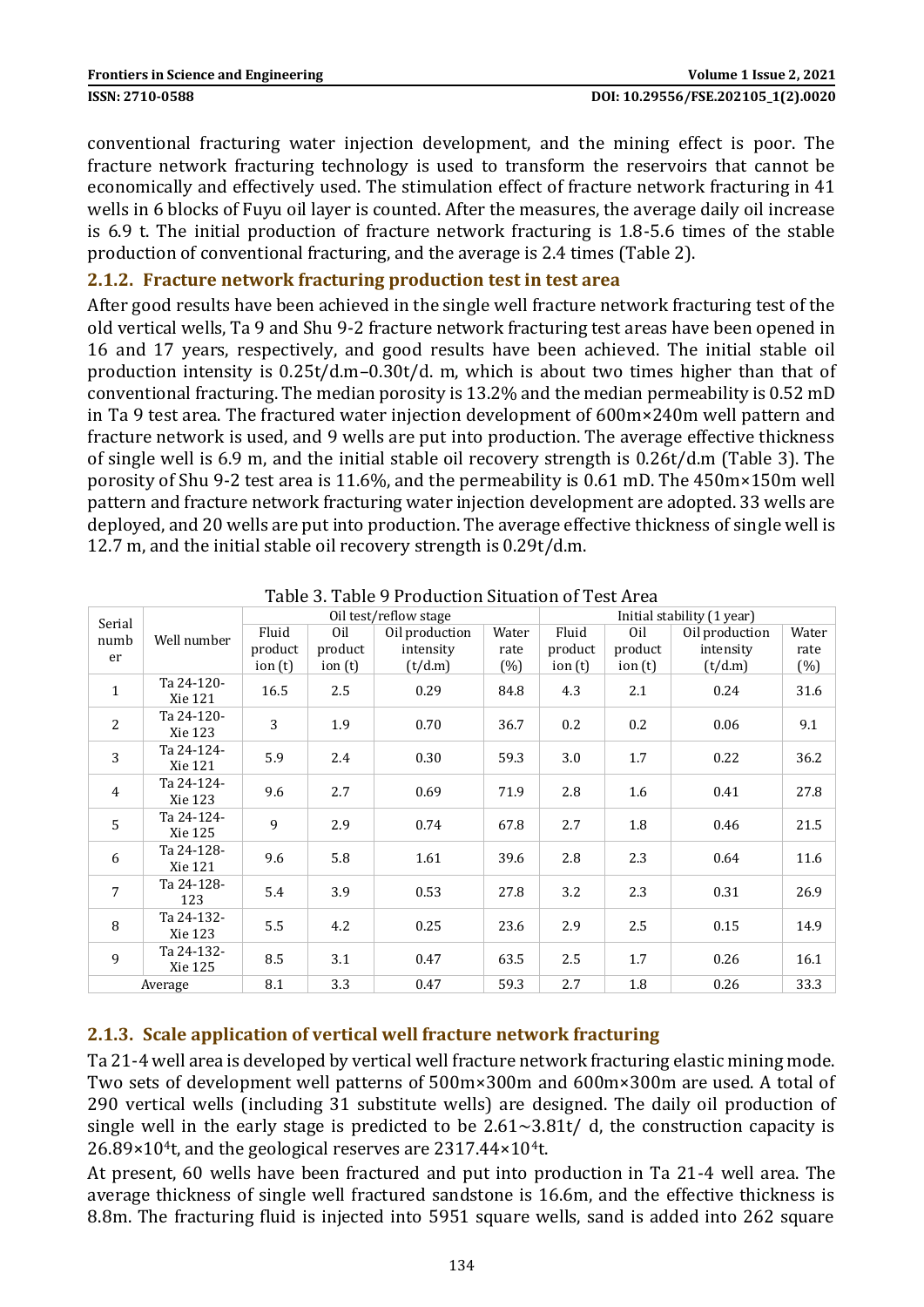conventional fracturing water injection development, and the mining effect is poor. The fracture network fracturing technology is used to transform the reservoirs that cannot be economically and effectively used. The stimulation effect of fracture network fracturing in 41 wells in 6 blocks of Fuyu oil layer is counted. After the measures, the average daily oil increase is 6.9 t. The initial production of fracture network fracturing is 1.8-5.6 times of the stable production of conventional fracturing, and the average is 2.4 times (Table 2).

### 2.1.2. Fracture network fracturing production test in test area

After good results have been achieved in the single well fracture network fracturing test of the old vertical wells, Ta 9 and Shu 9-2 fracture network fracturing test areas have been opened in 16 and 17 years, respectively, and good results have been achieved. The initial stable oil production intensity is 0.25t/d.m–0.30t/d. m, which is about two times higher than that of conventional fracturing. The median porosity is 13.2% and the median permeability is 0.52 mD in Ta 9 test area. The fractured water injection development of 600m×240m well pattern and fracture network is used, and 9 wells are put into production. The average effective thickness of single well is 6.9 m, and the initial stable oil recovery strength is 0.26t/d.m (Table 3). The porosity of Shu 9-2 test area is 11.6%, and the permeability is 0.61 mD. The 450m×150m well pattern and fracture network fracturing water injection development are adopted. 33 wells are deployed, and 20 wells are put into production. The average effective thickness of single well is 12.7 m, and the initial stable oil recovery strength is 0.29t/d.m.

Table 3. Table 9 Production Situation of Test Area

| Serial number | Well number | Oil test/reflow stage | | | | Initial stability (1 year) | | | |
|---|---|---|---|---|---|---|---|---|---|
| | | Fluid production (t) | Oil production (t) | Oil production intensity (t/d.m) | Water rate (%) | Fluid production (t) | Oil production (t) | Oil production intensity (t/d.m) | Water rate (%) |
| 1 | Ta 24-120-Xie 121 | 16.5 | 2.5 | 0.29 | 84.8 | 4.3 | 2.1 | 0.24 | 31.6 |
| 2 | Ta 24-120-Xie 123 | 3 | 1.9 | 0.70 | 36.7 | 0.2 | 0.2 | 0.06 | 9.1 |
| 3 | Ta 24-124-Xie 121 | 5.9 | 2.4 | 0.30 | 59.3 | 3.0 | 1.7 | 0.22 | 36.2 |
| 4 | Ta 24-124-Xie 123 | 9.6 | 2.7 | 0.69 | 71.9 | 2.8 | 1.6 | 0.41 | 27.8 |
| 5 | Ta 24-124-Xie 125 | 9 | 2.9 | 0.74 | 67.8 | 2.7 | 1.8 | 0.46 | 21.5 |
| 6 | Ta 24-128-Xie 121 | 9.6 | 5.8 | 1.61 | 39.6 | 2.8 | 2.3 | 0.64 | 11.6 |
| 7 | Ta 24-128-123 | 5.4 | 3.9 | 0.53 | 27.8 | 3.2 | 2.3 | 0.31 | 26.9 |
| 8 | Ta 24-132-Xie 123 | 5.5 | 4.2 | 0.25 | 23.6 | 2.9 | 2.5 | 0.15 | 14.9 |
| 9 | Ta 24-132-Xie 125 | 8.5 | 3.1 | 0.47 | 63.5 | 2.5 | 1.7 | 0.26 | 16.1 |
| Average | | 8.1 | 3.3 | 0.47 | 59.3 | 2.7 | 1.8 | 0.26 | 33.3 |

### 2.1.3. Scale application of vertical well fracture network fracturing

Ta 21-4 well area is developed by vertical well fracture network fracturing elastic mining mode. Two sets of development well patterns of 500m×300m and 600m×300m are used. A total of 290 vertical wells (including 31 substitute wells) are designed. The daily oil production of single well in the early stage is predicted to be 2.61~3.81t/ d, the construction capacity is $26.89\times10^4$t, and the geological reserves are $2317.44\times10^4$t.

At present, 60 wells have been fractured and put into production in Ta 21-4 well area. The average thickness of single well fractured sandstone is 16.6m, and the effective thickness is 8.8m. The fracturing fluid is injected into 5951 square wells, sand is added into 262 square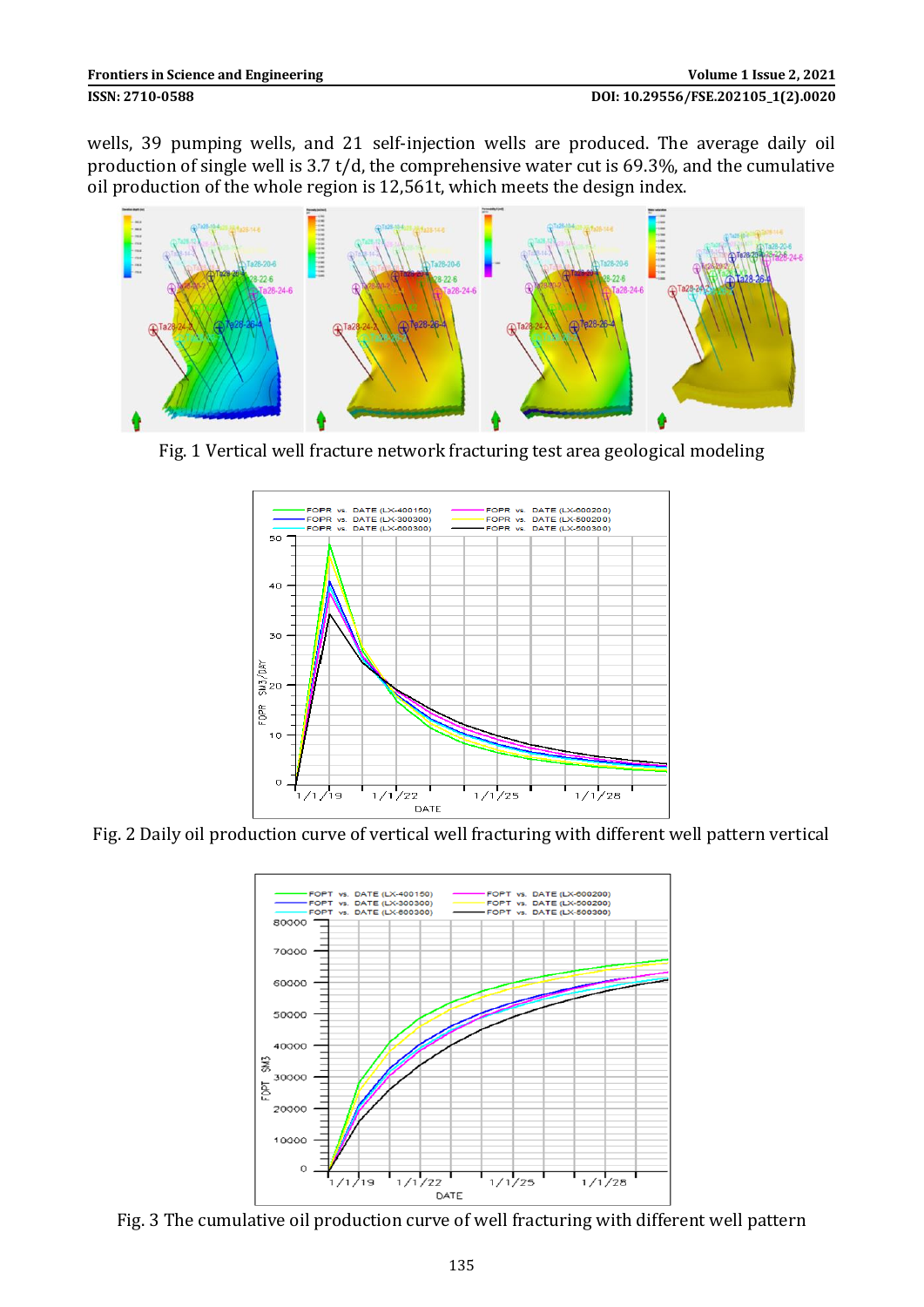wells, 39 pumping wells, and 21 self-injection wells are produced. The average daily oil production of single well is 3.7 t/d, the comprehensive water cut is 69.3%, and the cumulative oil production of the whole region is 12,561t, which meets the design index.

Fig. 1 Vertical well fracture network fracturing test area geological modeling

Fig. 2 Daily oil production curve of vertical well fracturing with different well pattern vertical

Fig. 3 The cumulative oil production curve of well fracturing with different well pattern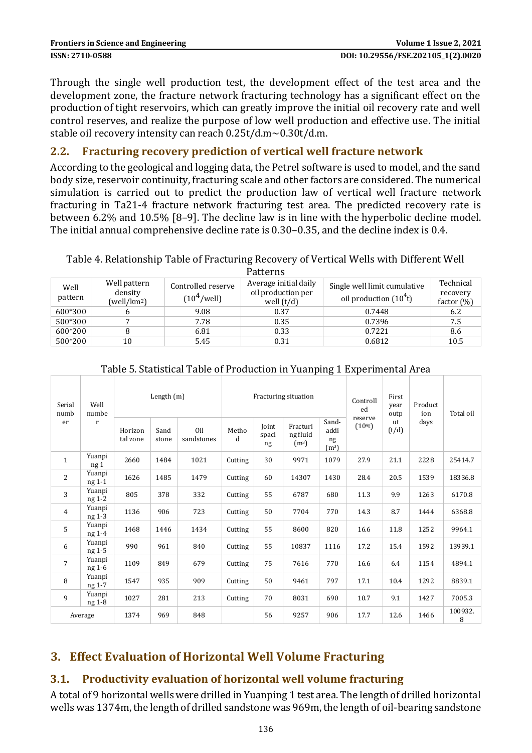Through the single well production test, the development effect of the test area and the development zone, the fracture network fracturing technology has a significant effect on the production of tight reservoirs, which can greatly improve the initial oil recovery rate and well control reserves, and realize the purpose of low well production and effective use. The initial stable oil recovery intensity can reach 0.25t/d.m~0.30t/d.m.

## 2.2. Fracturing recovery prediction of vertical well fracture network

According to the geological and logging data, the Petrel software is used to model, and the sand body size, reservoir continuity, fracturing scale and other factors are considered. The numerical simulation is carried out to predict the production law of vertical well fracture network fracturing in Ta21-4 fracture network fracturing test area. The predicted recovery rate is between 6.2% and 10.5% [8–9]. The decline law is in line with the hyperbolic decline model. The initial annual comprehensive decline rate is 0.30–0.35, and the decline index is 0.4.

Table 4. Relationship Table of Fracturing Recovery of Vertical Wells with Different Well Patterns

| Well pattern | Well pattern density (well/km$^2$) | Controlled reserve ($10^4$/well) | Average initial daily oil production per well (t/d) | Single well limit cumulative oil production ($10^4$t) | Technical recovery factor (%) |
|---|---|---|---|---|---|
| 600*300 | 6 | 9.08 | 0.37 | 0.7448 | 6.2 |
| 500*300 | 7 | 7.78 | 0.35 | 0.7396 | 7.5 |
| 600*200 | 8 | 6.81 | 0.33 | 0.7221 | 8.6 |
| 500*200 | 10 | 5.45 | 0.31 | 0.6812 | 10.5 |

Table 5. Statistical Table of Production in Yuanping 1 Experimental Area

| Serial number | Well number | Length (m) | | | Fracturing situation | | | | Controlled reserve ($10^4$t) | First year output (t/d) | Production days | Total oil |
|---|---|---|---|---|---|---|---|---|---|---|---|---|
| | | Horizontal zone | Sand stone | Oil sandstones | Method | Joint spacing | Fracturing fluid (m$^3$) | Sand-adding (m$^3$) | | | | |
| 1 | Yuanping 1 | 2660 | 1484 | 1021 | Cutting | 30 | 9971 | 1079 | 27.9 | 21.1 | 2228 | 25414.7 |
| 2 | Yuanping 1-1 | 1626 | 1485 | 1479 | Cutting | 60 | 14307 | 1430 | 28.4 | 20.5 | 1539 | 18336.8 |
| 3 | Yuanping 1-2 | 805 | 378 | 332 | Cutting | 55 | 6787 | 680 | 11.3 | 9.9 | 1263 | 6170.8 |
| 4 | Yuanping 1-3 | 1136 | 906 | 723 | Cutting | 50 | 7704 | 770 | 14.3 | 8.7 | 1444 | 6368.8 |
| 5 | Yuanping 1-4 | 1468 | 1446 | 1434 | Cutting | 55 | 8600 | 820 | 16.6 | 11.8 | 1252 | 9964.1 |
| 6 | Yuanping 1-5 | 990 | 961 | 840 | Cutting | 55 | 10837 | 1116 | 17.2 | 15.4 | 1592 | 13939.1 |
| 7 | Yuanping 1-6 | 1109 | 849 | 679 | Cutting | 75 | 7616 | 770 | 16.6 | 6.4 | 1154 | 4894.1 |
| 8 | Yuanping 1-7 | 1547 | 935 | 909 | Cutting | 50 | 9461 | 797 | 17.1 | 10.4 | 1292 | 8839.1 |
| 9 | Yuanping 1-8 | 1027 | 281 | 213 | Cutting | 70 | 8031 | 690 | 10.7 | 9.1 | 1427 | 7005.3 |
| Average | | 1374 | 969 | 848 | | 56 | 9257 | 906 | 17.7 | 12.6 | 1466 | 100932.8 |

# 3. Effect Evaluation of Horizontal Well Volume Fracturing

## 3.1. Productivity evaluation of horizontal well volume fracturing

A total of 9 horizontal wells were drilled in Yuanping 1 test area. The length of drilled horizontal wells was 1374m, the length of drilled sandstone was 969m, the length of oil-bearing sandstone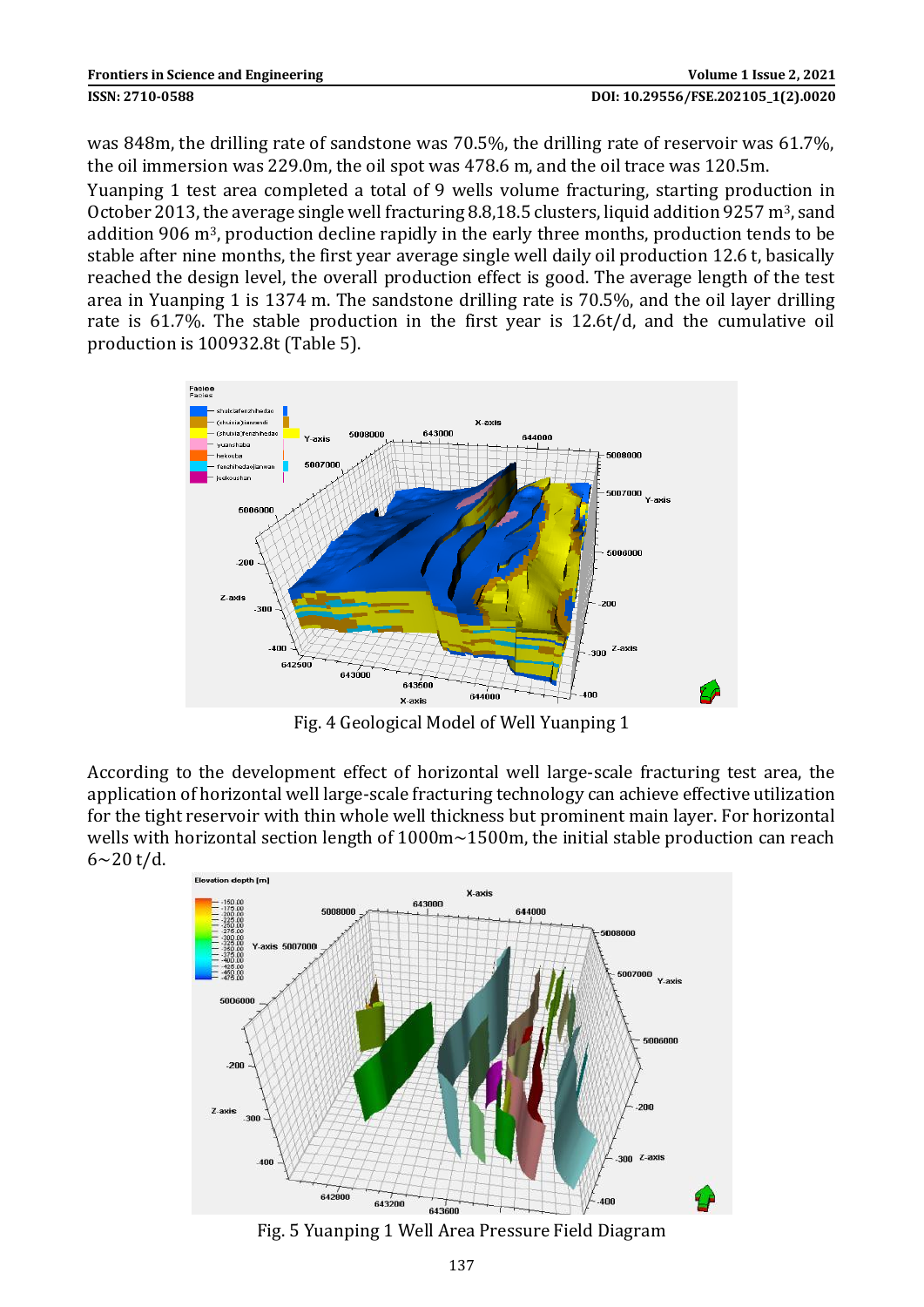was 848m, the drilling rate of sandstone was 70.5%, the drilling rate of reservoir was 61.7%, the oil immersion was 229.0m, the oil spot was 478.6 m, and the oil trace was 120.5m.

Yuanping 1 test area completed a total of 9 wells volume fracturing, starting production in October 2013, the average single well fracturing 8.8,18.5 clusters, liquid addition 9257 m$^3$, sand addition 906 m$^3$, production decline rapidly in the early three months, production tends to be stable after nine months, the first year average single well daily oil production 12.6 t, basically reached the design level, the overall production effect is good. The average length of the test area in Yuanping 1 is 1374 m. The sandstone drilling rate is 70.5%, and the oil layer drilling rate is 61.7%. The stable production in the first year is 12.6t/d, and the cumulative oil production is 100932.8t (Table 5).

Fig. 4 Geological Model of Well Yuanping 1

According to the development effect of horizontal well large-scale fracturing test area, the application of horizontal well large-scale fracturing technology can achieve effective utilization for the tight reservoir with thin whole well thickness but prominent main layer. For horizontal wells with horizontal section length of 1000m~1500m, the initial stable production can reach 6~20 t/d.

Fig. 5 Yuanping 1 Well Area Pressure Field Diagram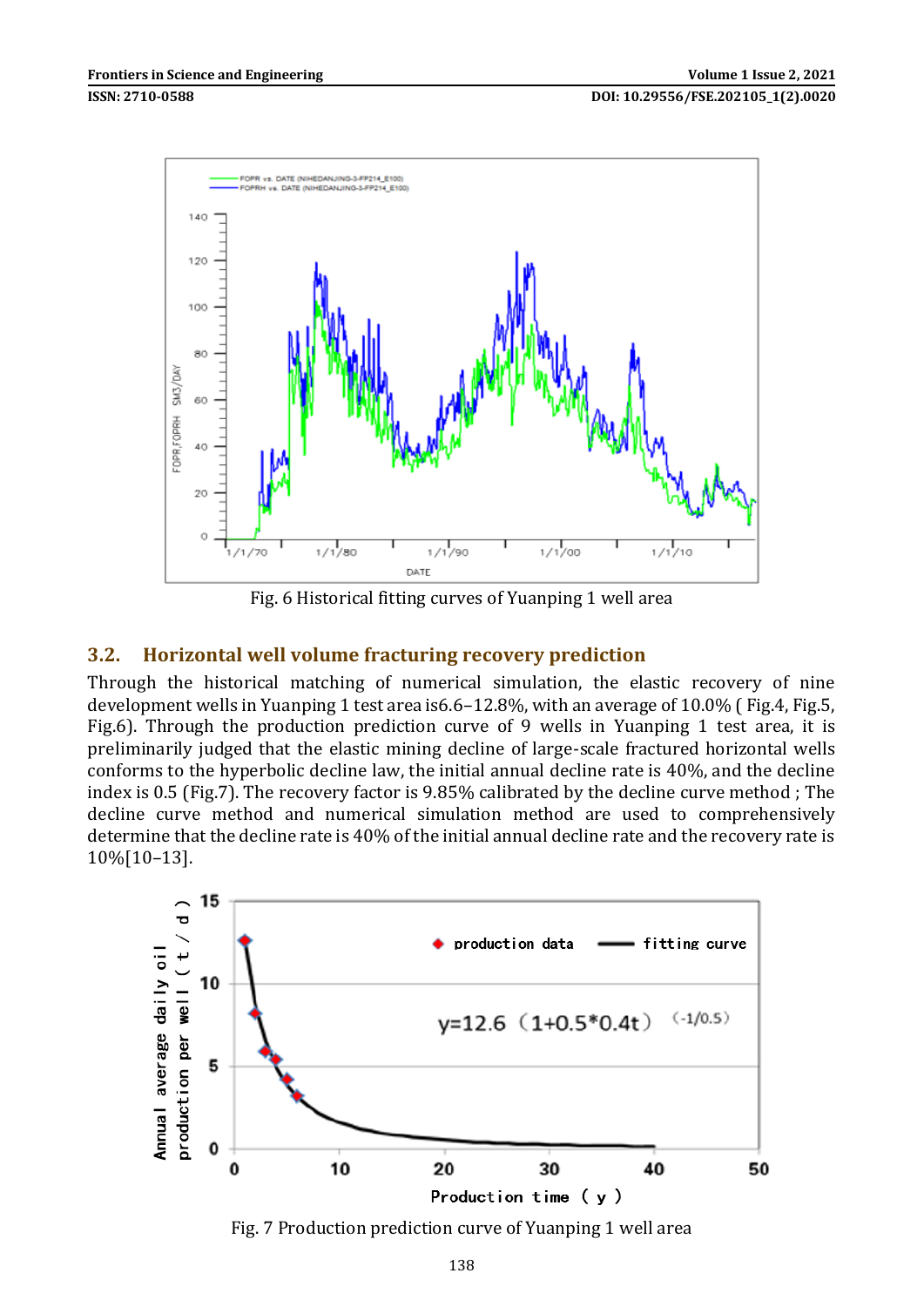Fig. 6 Historical fitting curves of Yuanping 1 well area

## 3.2. Horizontal well volume fracturing recovery prediction

Through the historical matching of numerical simulation, the elastic recovery of nine development wells in Yuanping 1 test area is6.6–12.8%, with an average of 10.0% ( Fig.4, Fig.5, Fig.6). Through the production prediction curve of 9 wells in Yuanping 1 test area, it is preliminarily judged that the elastic mining decline of large-scale fractured horizontal wells conforms to the hyperbolic decline law, the initial annual decline rate is 40%, and the decline index is 0.5 (Fig.7). The recovery factor is 9.85% calibrated by the decline curve method ; The decline curve method and numerical simulation method are used to comprehensively determine that the decline rate is 40% of the initial annual decline rate and the recovery rate is 10%[10–13].

Fig. 7 Production prediction curve of Yuanping 1 well area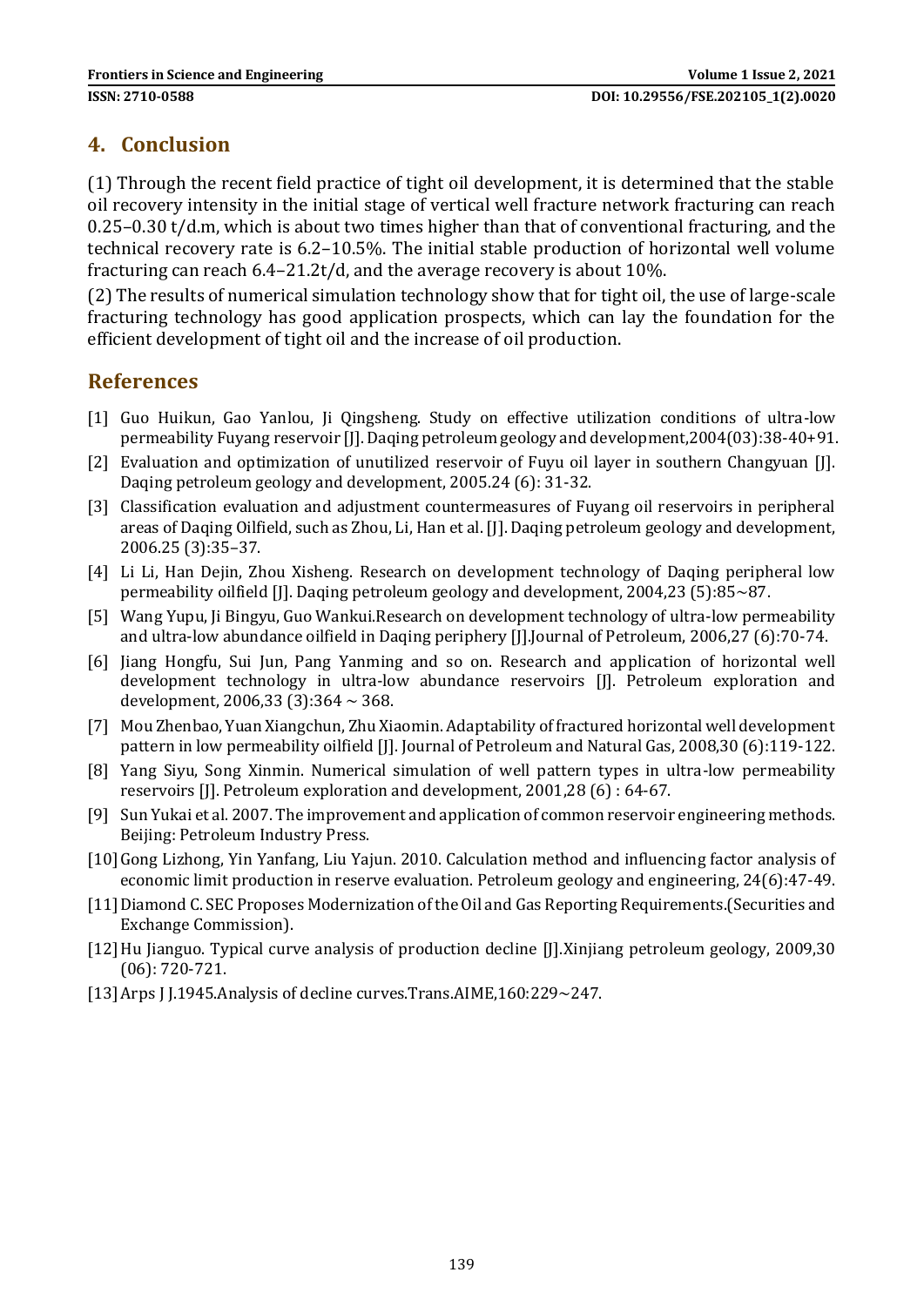## 4. Conclusion

(1) Through the recent field practice of tight oil development, it is determined that the stable oil recovery intensity in the initial stage of vertical well fracture network fracturing can reach 0.25–0.30 t/d.m, which is about two times higher than that of conventional fracturing, and the technical recovery rate is 6.2–10.5%. The initial stable production of horizontal well volume fracturing can reach 6.4–21.2t/d, and the average recovery is about 10%.

(2) The results of numerical simulation technology show that for tight oil, the use of large-scale fracturing technology has good application prospects, which can lay the foundation for the efficient development of tight oil and the increase of oil production.

## References

[1] Guo Huikun, Gao Yanlou, Ji Qingsheng. Study on effective utilization conditions of ultra-low permeability Fuyang reservoir [J]. Daqing petroleum geology and development,2004(03):38-40+91.

[2] Evaluation and optimization of unutilized reservoir of Fuyu oil layer in southern Changyuan [J]. Daqing petroleum geology and development, 2005.24 (6): 31-32.

[3] Classification evaluation and adjustment countermeasures of Fuyang oil reservoirs in peripheral areas of Daqing Oilfield, such as Zhou, Li, Han et al. [J]. Daqing petroleum geology and development, 2006.25 (3):35–37.

[4] Li Li, Han Dejin, Zhou Xisheng. Research on development technology of Daqing peripheral low permeability oilfield [J]. Daqing petroleum geology and development, 2004,23 (5):85~87.

[5] Wang Yupu, Ji Bingyu, Guo Wankui.Research on development technology of ultra-low permeability and ultra-low abundance oilfield in Daqing periphery [J].Journal of Petroleum, 2006,27 (6):70-74.

[6] Jiang Hongfu, Sui Jun, Pang Yanming and so on. Research and application of horizontal well development technology in ultra-low abundance reservoirs [J]. Petroleum exploration and development, 2006,33 (3):364 ~ 368.

[7] Mou Zhenbao, Yuan Xiangchun, Zhu Xiaomin. Adaptability of fractured horizontal well development pattern in low permeability oilfield [J]. Journal of Petroleum and Natural Gas, 2008,30 (6):119-122.

[8] Yang Siyu, Song Xinmin. Numerical simulation of well pattern types in ultra-low permeability reservoirs [J]. Petroleum exploration and development, 2001,28 (6) : 64-67.

[9] Sun Yukai et al. 2007. The improvement and application of common reservoir engineering methods. Beijing: Petroleum Industry Press.

[10] Gong Lizhong, Yin Yanfang, Liu Yajun. 2010. Calculation method and influencing factor analysis of economic limit production in reserve evaluation. Petroleum geology and engineering, 24(6):47-49.

[11] Diamond C. SEC Proposes Modernization of the Oil and Gas Reporting Requirements.(Securities and Exchange Commission).

[12] Hu Jianguo. Typical curve analysis of production decline [J].Xinjiang petroleum geology, 2009,30 (06): 720-721.

[13] Arps J J.1945.Analysis of decline curves.Trans.AIME,160:229~247.